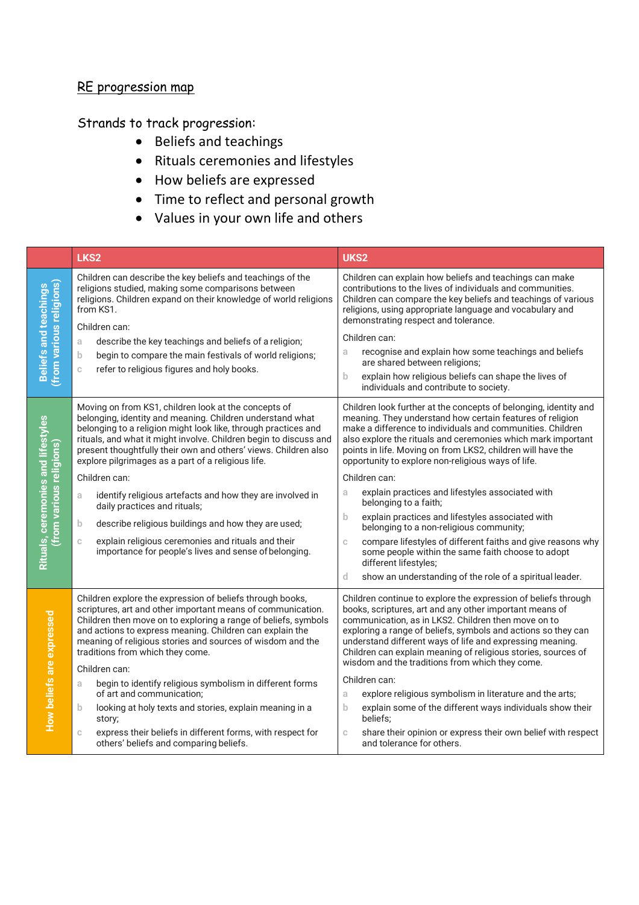# RE progression map

Strands to track progression:

- Beliefs and teachings
- Rituals ceremonies and lifestyles
- How beliefs are expressed
- Time to reflect and personal growth
- Values in your own life and others

| | LKS2 | UKS2 |
|---|---|---|
| **Beliefs and teachings (from various religions)** | Children can describe the key beliefs and teachings of the religions studied, making some comparisons between religions. Children expand on their knowledge of world religions from KS1.<br><br>Children can:<br>a describe the key teachings and beliefs of a religion;<br>b begin to compare the main festivals of world religions;<br>c refer to religious figures and holy books. | Children can explain how beliefs and teachings can make contributions to the lives of individuals and communities. Children can compare the key beliefs and teachings of various religions, using appropriate language and vocabulary and demonstrating respect and tolerance.<br><br>Children can:<br>a recognise and explain how some teachings and beliefs are shared between religions;<br>b explain how religious beliefs can shape the lives of individuals and contribute to society. |
| **Rituals, ceremonies and lifestyles (from various religions)** | Moving on from KS1, children look at the concepts of belonging, identity and meaning. Children understand what belonging to a religion might look like, through practices and rituals, and what it might involve. Children begin to discuss and present thoughtfully their own and others' views. Children also explore pilgrimages as a part of a religious life.<br><br>Children can:<br>a identify religious artefacts and how they are involved in daily practices and rituals;<br>b describe religious buildings and how they are used;<br>c explain religious ceremonies and rituals and their importance for people's lives and sense of belonging. | Children look further at the concepts of belonging, identity and meaning. They understand how certain features of religion make a difference to individuals and communities. Children also explore the rituals and ceremonies which mark important points in life. Moving on from LKS2, children will have the opportunity to explore non-religious ways of life.<br><br>Children can:<br>a explain practices and lifestyles associated with belonging to a faith;<br>b explain practices and lifestyles associated with belonging to a non-religious community;<br>c compare lifestyles of different faiths and give reasons why some people within the same faith choose to adopt different lifestyles;<br>d show an understanding of the role of a spiritual leader. |
| **How beliefs are expressed** | Children explore the expression of beliefs through books, scriptures, art and other important means of communication. Children then move on to exploring a range of beliefs, symbols and actions to express meaning. Children can explain the meaning of religious stories and sources of wisdom and the traditions from which they come.<br><br>Children can:<br>a begin to identify religious symbolism in different forms of art and communication;<br>b looking at holy texts and stories, explain meaning in a story;<br>c express their beliefs in different forms, with respect for others' beliefs and comparing beliefs. | Children continue to explore the expression of beliefs through books, scriptures, art and any other important means of communication, as in LKS2. Children then move on to exploring a range of beliefs, symbols and actions so they can understand different ways of life and expressing meaning. Children can explain meaning of religious stories, sources of wisdom and the traditions from which they come.<br><br>Children can:<br>a explore religious symbolism in literature and the arts;<br>b explain some of the different ways individuals show their beliefs;<br>c share their opinion or express their own belief with respect and tolerance for others. |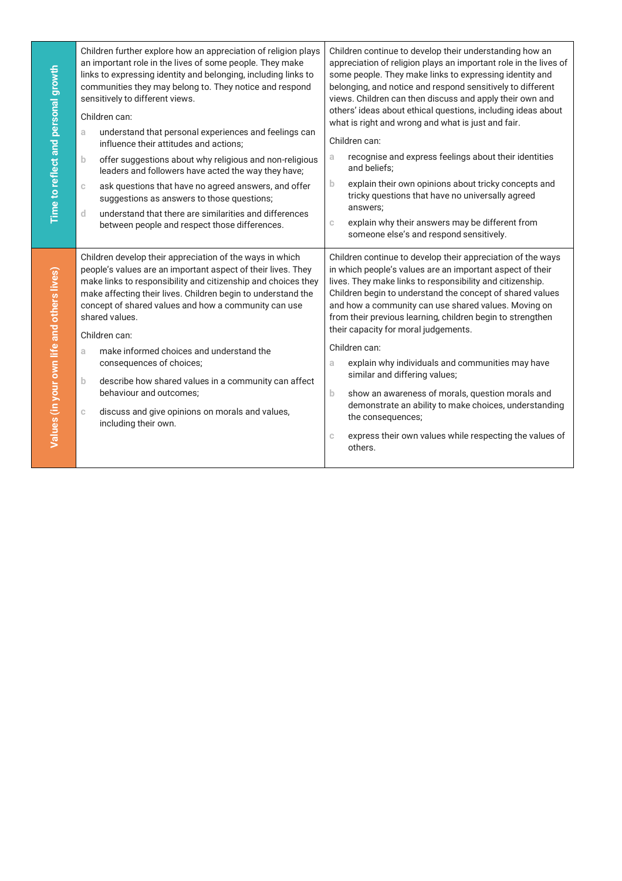| | | |
|---|---|---|
| **Time to reflect and personal growth** | Children further explore how an appreciation of religion plays an important role in the lives of some people. They make links to expressing identity and belonging, including links to communities they may belong to. They notice and respond sensitively to different views.<br><br>Children can:<br>a understand that personal experiences and feelings can influence their attitudes and actions;<br>b offer suggestions about why religious and non-religious leaders and followers have acted the way they have;<br>c ask questions that have no agreed answers, and offer suggestions as answers to those questions;<br>d understand that there are similarities and differences between people and respect those differences. | Children continue to develop their understanding how an appreciation of religion plays an important role in the lives of some people. They make links to expressing identity and belonging, and notice and respond sensitively to different views. Children can then discuss and apply their own and others' ideas about ethical questions, including ideas about what is right and wrong and what is just and fair.<br><br>Children can:<br>a recognise and express feelings about their identities and beliefs;<br>b explain their own opinions about tricky concepts and tricky questions that have no universally agreed answers;<br>c explain why their answers may be different from someone else's and respond sensitively. |
| **Values (in your own life and others lives)** | Children develop their appreciation of the ways in which people's values are an important aspect of their lives. They make links to responsibility and citizenship and choices they make affecting their lives. Children begin to understand the concept of shared values and how a community can use shared values.<br><br>Children can:<br>a make informed choices and understand the consequences of choices;<br>b describe how shared values in a community can affect behaviour and outcomes;<br>c discuss and give opinions on morals and values, including their own. | Children continue to develop their appreciation of the ways in which people's values are an important aspect of their lives. They make links to responsibility and citizenship. Children begin to understand the concept of shared values and how a community can use shared values. Moving on from their previous learning, children begin to strengthen their capacity for moral judgements.<br><br>Children can:<br>a explain why individuals and communities may have similar and differing values;<br>b show an awareness of morals, question morals and demonstrate an ability to make choices, understanding the consequences;<br>c express their own values while respecting the values of others. |